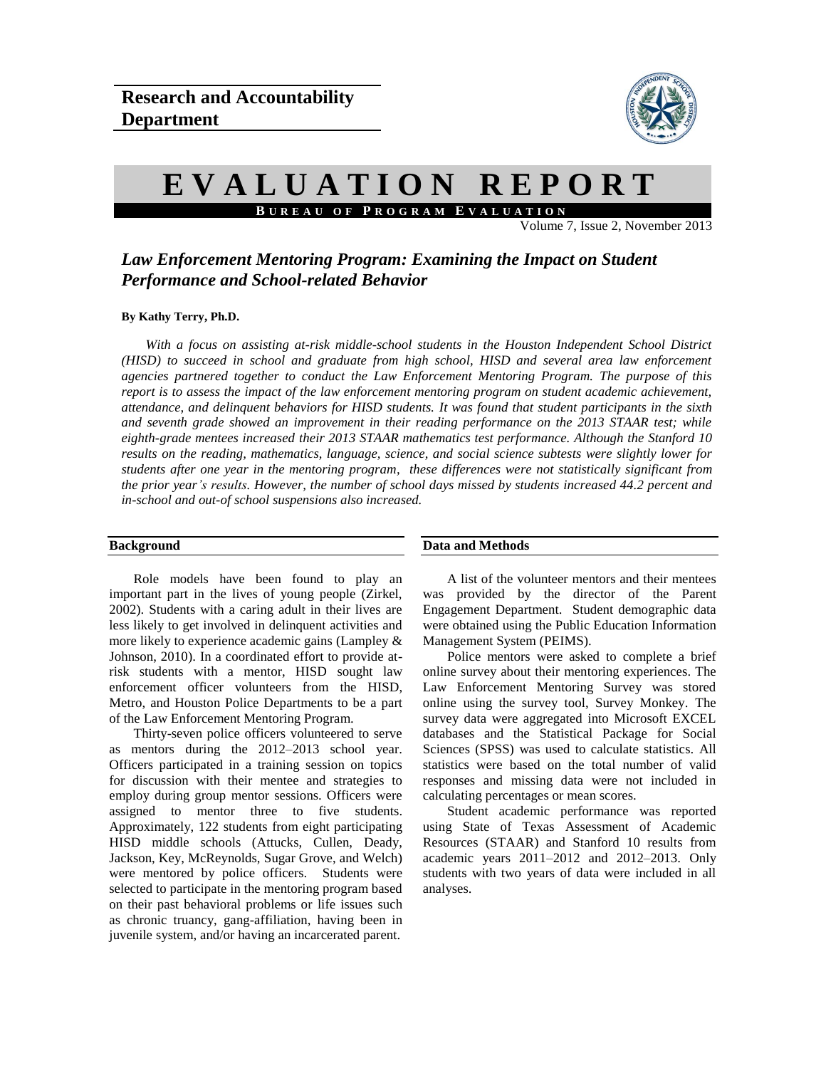**Research and Accountability Department**

# EVALUATION REPORT

**BUREAU OF PROGRAM EVALUATION**

Volume 7, Issue 2, November 2013

## *Law Enforcement Mentoring Program: Examining the Impact on Student Performance and School-related Behavior*

**By Kathy Terry, Ph.D.**

*With a focus on assisting at-risk middle-school students in the Houston Independent School District (HISD) to succeed in school and graduate from high school, HISD and several area law enforcement agencies partnered together to conduct the Law Enforcement Mentoring Program. The purpose of this report is to assess the impact of the law enforcement mentoring program on student academic achievement, attendance, and delinquent behaviors for HISD students. It was found that student participants in the sixth and seventh grade showed an improvement in their reading performance on the 2013 STAAR test; while eighth-grade mentees increased their 2013 STAAR mathematics test performance. Although the Stanford 10 results on the reading, mathematics, language, science, and social science subtests were slightly lower for students after one year in the mentoring program, these differences were not statistically significant from the prior year's results. However, the number of school days missed by students increased 44.2 percent and in-school and out-of school suspensions also increased.*

### Background

Role models have been found to play an important part in the lives of young people (Zirkel, 2002). Students with a caring adult in their lives are less likely to get involved in delinquent activities and more likely to experience academic gains (Lampley & Johnson, 2010). In a coordinated effort to provide at-risk students with a mentor, HISD sought law enforcement officer volunteers from the HISD, Metro, and Houston Police Departments to be a part of the Law Enforcement Mentoring Program.

Thirty-seven police officers volunteered to serve as mentors during the 2012–2013 school year. Officers participated in a training session on topics for discussion with their mentee and strategies to employ during group mentor sessions. Officers were assigned to mentor three to five students. Approximately, 122 students from eight participating HISD middle schools (Attucks, Cullen, Deady, Jackson, Key, McReynolds, Sugar Grove, and Welch) were mentored by police officers. Students were selected to participate in the mentoring program based on their past behavioral problems or life issues such as chronic truancy, gang-affiliation, having been in juvenile system, and/or having an incarcerated parent.

### Data and Methods

A list of the volunteer mentors and their mentees was provided by the director of the Parent Engagement Department. Student demographic data were obtained using the Public Education Information Management System (PEIMS).

Police mentors were asked to complete a brief online survey about their mentoring experiences. The Law Enforcement Mentoring Survey was stored online using the survey tool, Survey Monkey. The survey data were aggregated into Microsoft EXCEL databases and the Statistical Package for Social Sciences (SPSS) was used to calculate statistics. All statistics were based on the total number of valid responses and missing data were not included in calculating percentages or mean scores.

Student academic performance was reported using State of Texas Assessment of Academic Resources (STAAR) and Stanford 10 results from academic years 2011–2012 and 2012–2013. Only students with two years of data were included in all analyses.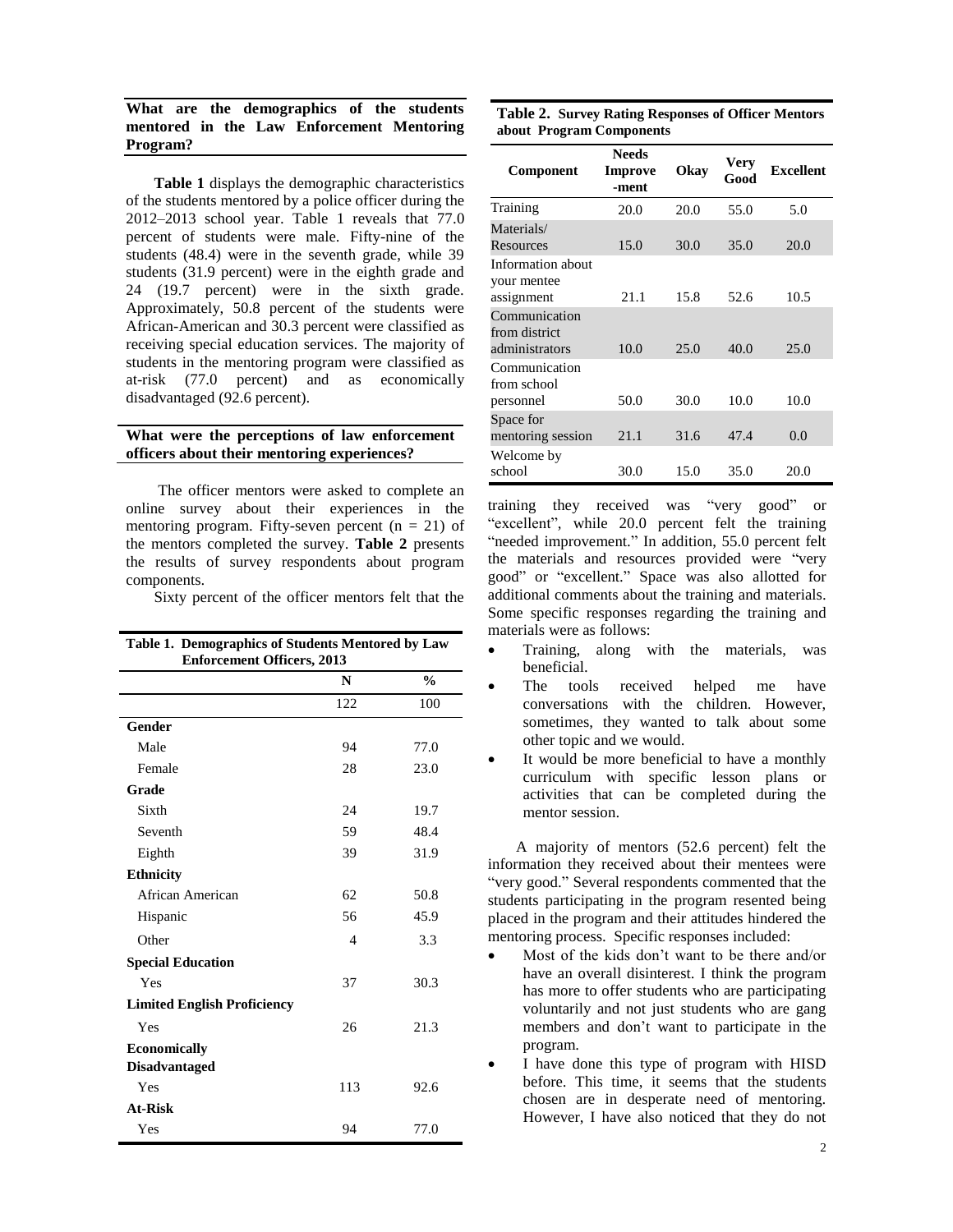### What are the demographics of the students mentored in the Law Enforcement Mentoring Program?

**Table 1** displays the demographic characteristics of the students mentored by a police officer during the 2012–2013 school year. Table 1 reveals that 77.0 percent of students were male. Fifty-nine of the students (48.4) were in the seventh grade, while 39 students (31.9 percent) were in the eighth grade and 24 (19.7 percent) were in the sixth grade. Approximately, 50.8 percent of the students were African-American and 30.3 percent were classified as receiving special education services. The majority of students in the mentoring program were classified as at-risk (77.0 percent) and as economically disadvantaged (92.6 percent).

### What were the perceptions of law enforcement officers about their mentoring experiences?

The officer mentors were asked to complete an online survey about their experiences in the mentoring program. Fifty-seven percent (n = 21) of the mentors completed the survey. **Table 2** presents the results of survey respondents about program components.

Sixty percent of the officer mentors felt that the training they received was "very good" or "excellent", while 20.0 percent felt the training "needed improvement." In addition, 55.0 percent felt the materials and resources provided were "very good" or "excellent." Space was also allotted for additional comments about the training and materials. Some specific responses regarding the training and materials were as follows:

- Training, along with the materials, was beneficial.
- The tools received helped me have conversations with the children. However, sometimes, they wanted to talk about some other topic and we would.
- It would be more beneficial to have a monthly curriculum with specific lesson plans or activities that can be completed during the mentor session.

**Table 1. Demographics of Students Mentored by Law Enforcement Officers, 2013**

| | N | % |
|---|---|---|
| | 122 | 100 |
| **Gender** | | |
| Male | 94 | 77.0 |
| Female | 28 | 23.0 |
| **Grade** | | |
| Sixth | 24 | 19.7 |
| Seventh | 59 | 48.4 |
| Eighth | 39 | 31.9 |
| **Ethnicity** | | |
| African American | 62 | 50.8 |
| Hispanic | 56 | 45.9 |
| Other | 4 | 3.3 |
| **Special Education** | | |
| Yes | 37 | 30.3 |
| **Limited English Proficiency** | | |
| Yes | 26 | 21.3 |
| **Economically Disadvantaged** | | |
| Yes | 113 | 92.6 |
| **At-Risk** | | |
| Yes | 94 | 77.0 |

**Table 2. Survey Rating Responses of Officer Mentors about Program Components**

| Component | Needs Improve-ment | Okay | Very Good | Excellent |
|---|---|---|---|---|
| Training | 20.0 | 20.0 | 55.0 | 5.0 |
| Materials/ Resources | 15.0 | 30.0 | 35.0 | 20.0 |
| Information about your mentee assignment | 21.1 | 15.8 | 52.6 | 10.5 |
| Communication from district administrators | 10.0 | 25.0 | 40.0 | 25.0 |
| Communication from school personnel | 50.0 | 30.0 | 10.0 | 10.0 |
| Space for mentoring session | 21.1 | 31.6 | 47.4 | 0.0 |
| Welcome by school | 30.0 | 15.0 | 35.0 | 20.0 |

A majority of mentors (52.6 percent) felt the information they received about their mentees were "very good." Several respondents commented that the students participating in the program resented being placed in the program and their attitudes hindered the mentoring process. Specific responses included:

- Most of the kids don't want to be there and/or have an overall disinterest. I think the program has more to offer students who are participating voluntarily and not just students who are gang members and don't want to participate in the program.
- I have done this type of program with HISD before. This time, it seems that the students chosen are in desperate need of mentoring. However, I have also noticed that they do not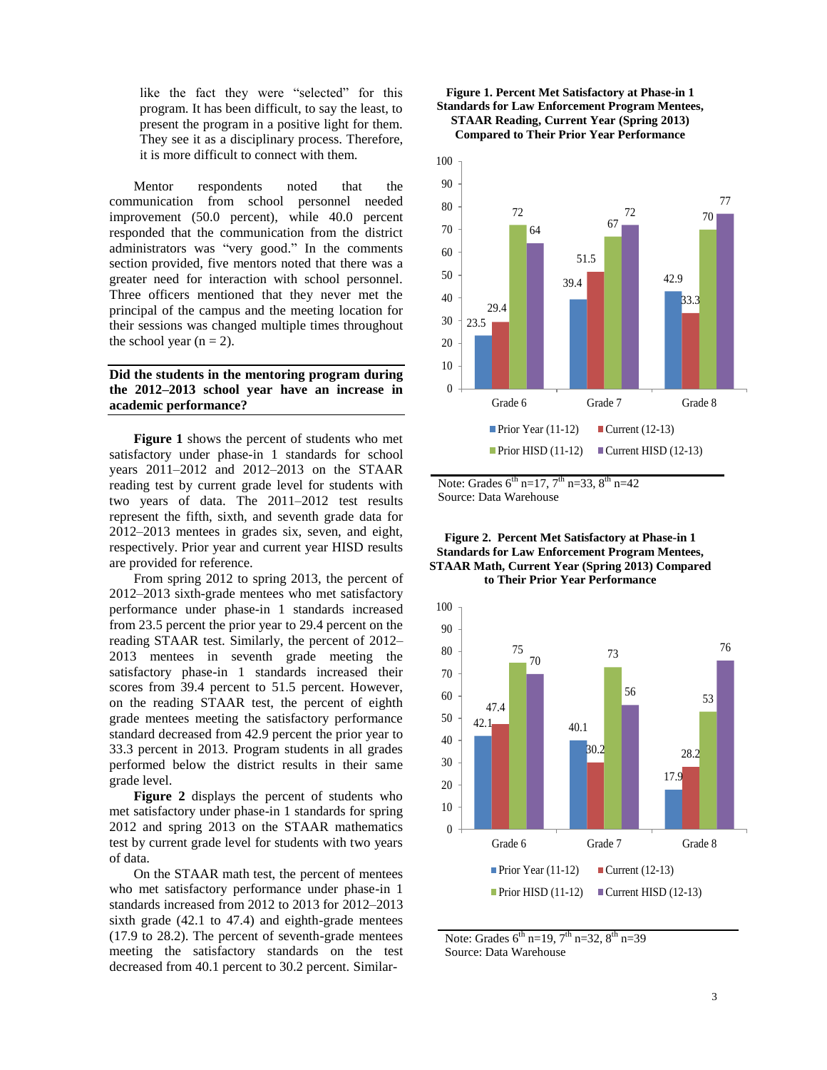like the fact they were "selected" for this program. It has been difficult, to say the least, to present the program in a positive light for them. They see it as a disciplinary process. Therefore, it is more difficult to connect with them.

Mentor respondents noted that the communication from school personnel needed improvement (50.0 percent), while 40.0 percent responded that the communication from the district administrators was "very good." In the comments section provided, five mentors noted that there was a greater need for interaction with school personnel. Three officers mentioned that they never met the principal of the campus and the meeting location for their sessions was changed multiple times throughout the school year (n = 2).

### Did the students in the mentoring program during the 2012–2013 school year have an increase in academic performance?

**Figure 1** shows the percent of students who met satisfactory under phase-in 1 standards for school years 2011–2012 and 2012–2013 on the STAAR reading test by current grade level for students with two years of data. The 2011–2012 test results represent the fifth, sixth, and seventh grade data for 2012–2013 mentees in grades six, seven, and eight, respectively. Prior year and current year HISD results are provided for reference.

From spring 2012 to spring 2013, the percent of 2012–2013 sixth-grade mentees who met satisfactory performance under phase-in 1 standards increased from 23.5 percent the prior year to 29.4 percent on the reading STAAR test. Similarly, the percent of 2012–2013 mentees in seventh grade meeting the satisfactory phase-in 1 standards increased their scores from 39.4 percent to 51.5 percent. However, on the reading STAAR test, the percent of eighth grade mentees meeting the satisfactory performance standard decreased from 42.9 percent the prior year to 33.3 percent in 2013. Program students in all grades performed below the district results in their same grade level.

**Figure 2** displays the percent of students who met satisfactory under phase-in 1 standards for spring 2012 and spring 2013 on the STAAR mathematics test by current grade level for students with two years of data.

On the STAAR math test, the percent of mentees who met satisfactory performance under phase-in 1 standards increased from 2012 to 2013 for 2012–2013 sixth grade (42.1 to 47.4) and eighth-grade mentees (17.9 to 28.2). The percent of seventh-grade mentees meeting the satisfactory standards on the test decreased from 40.1 percent to 30.2 percent. Similar-

**Figure 1. Percent Met Satisfactory at Phase-in 1 Standards for Law Enforcement Program Mentees, STAAR Reading, Current Year (Spring 2013) Compared to Their Prior Year Performance**

100
90
80
70
60
50
40
30
20
10
0

Grade 6: 23.5, 29.4, 72, 64
Grade 7: 39.4, 51.5, 67, 72
Grade 8: 42.9, 33.3, 70, 77

Prior Year (11-12) | Current (12-13) | Prior HISD (11-12) | Current HISD (12-13)

Note: Grades 6th n=17, 7th n=33, 8th n=42
Source: Data Warehouse

**Figure 2. Percent Met Satisfactory at Phase-in 1 Standards for Law Enforcement Program Mentees, STAAR Math, Current Year (Spring 2013) Compared to Their Prior Year Performance**

100
90
80
70
60
50
40
30
20
10
0

Grade 6: 42.1, 47.4, 75, 70
Grade 7: 40.1, 30.2, 73, 56
Grade 8: 17.9, 28.2, 53, 76

Prior Year (11-12) | Current (12-13) | Prior HISD (11-12) | Current HISD (12-13)

Note: Grades 6th n=19, 7th n=32, 8th n=39
Source: Data Warehouse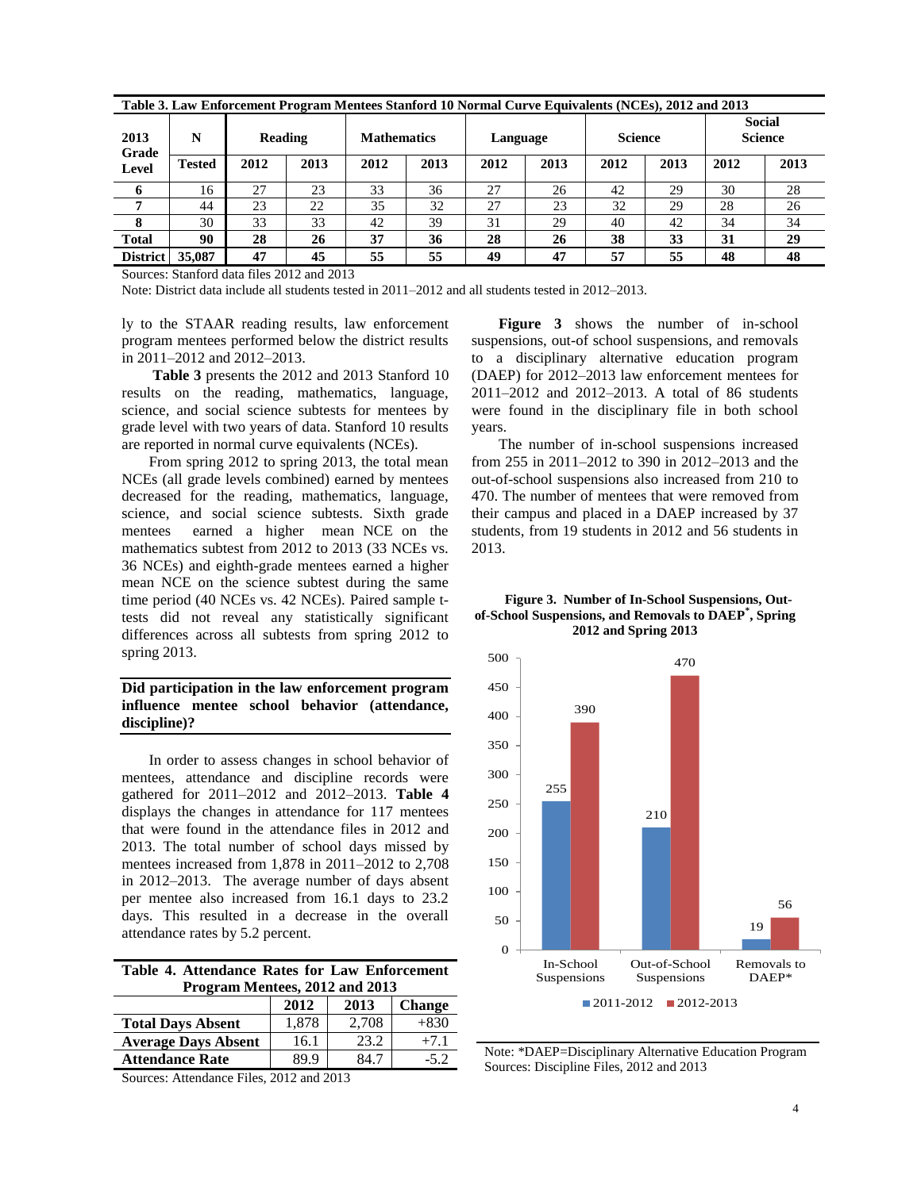**Table 3. Law Enforcement Program Mentees Stanford 10 Normal Curve Equivalents (NCEs), 2012 and 2013**

| 2013 Grade Level | N Tested | Reading 2012 | Reading 2013 | Mathematics 2012 | Mathematics 2013 | Language 2012 | Language 2013 | Science 2012 | Science 2013 | Social Science 2012 | Social Science 2013 |
|---|---|---|---|---|---|---|---|---|---|---|---|
| **6** | 16 | 27 | 23 | 33 | 36 | 27 | 26 | 42 | 29 | 30 | 28 |
| **7** | 44 | 23 | 22 | 35 | 32 | 27 | 23 | 32 | 29 | 28 | 26 |
| **8** | 30 | 33 | 33 | 42 | 39 | 31 | 29 | 40 | 42 | 34 | 34 |
| **Total** | **90** | **28** | **26** | **37** | **36** | **28** | **26** | **38** | **33** | **31** | **29** |
| **District** | **35,087** | **47** | **45** | **55** | **55** | **49** | **47** | **57** | **55** | **48** | **48** |

Sources: Stanford data files 2012 and 2013

Note: District data include all students tested in 2011–2012 and all students tested in 2012–2013.

ly to the STAAR reading results, law enforcement program mentees performed below the district results in 2011–2012 and 2012–2013.

**Table 3** presents the 2012 and 2013 Stanford 10 results on the reading, mathematics, language, science, and social science subtests for mentees by grade level with two years of data. Stanford 10 results are reported in normal curve equivalents (NCEs).

From spring 2012 to spring 2013, the total mean NCEs (all grade levels combined) earned by mentees decreased for the reading, mathematics, language, science, and social science subtests. Sixth grade mentees earned a higher mean NCE on the mathematics subtest from 2012 to 2013 (33 NCEs vs. 36 NCEs) and eighth-grade mentees earned a higher mean NCE on the science subtest during the same time period (40 NCEs vs. 42 NCEs). Paired sample t-tests did not reveal any statistically significant differences across all subtests from spring 2012 to spring 2013.

### Did participation in the law enforcement program influence mentee school behavior (attendance, discipline)?

In order to assess changes in school behavior of mentees, attendance and discipline records were gathered for 2011–2012 and 2012–2013. **Table 4** displays the changes in attendance for 117 mentees that were found in the attendance files in 2012 and 2013. The total number of school days missed by mentees increased from 1,878 in 2011–2012 to 2,708 in 2012–2013. The average number of days absent per mentee also increased from 16.1 days to 23.2 days. This resulted in a decrease in the overall attendance rates by 5.2 percent.

**Table 4. Attendance Rates for Law Enforcement Program Mentees, 2012 and 2013**

| | 2012 | 2013 | Change |
|---|---|---|---|
| **Total Days Absent** | 1,878 | 2,708 | +830 |
| **Average Days Absent** | 16.1 | 23.2 | +7.1 |
| **Attendance Rate** | 89.9 | 84.7 | -5.2 |

Sources: Attendance Files, 2012 and 2013

**Figure 3** shows the number of in-school suspensions, out-of school suspensions, and removals to a disciplinary alternative education program (DAEP) for 2012–2013 law enforcement mentees for 2011–2012 and 2012–2013. A total of 86 students were found in the disciplinary file in both school years.

The number of in-school suspensions increased from 255 in 2011–2012 to 390 in 2012–2013 and the out-of-school suspensions also increased from 210 to 470. The number of mentees that were removed from their campus and placed in a DAEP increased by 37 students, from 19 students in 2012 and 56 students in 2013.

**Figure 3. Number of In-School Suspensions, Out-of-School Suspensions, and Removals to DAEP*, Spring 2012 and Spring 2013**

| | 2011-2012 | 2012-2013 |
|---|---|---|
| In-School Suspensions | 255 | 390 |
| Out-of-School Suspensions | 210 | 470 |
| Removals to DAEP* | 19 | 56 |

Note: *DAEP=Disciplinary Alternative Education Program
Sources: Discipline Files, 2012 and 2013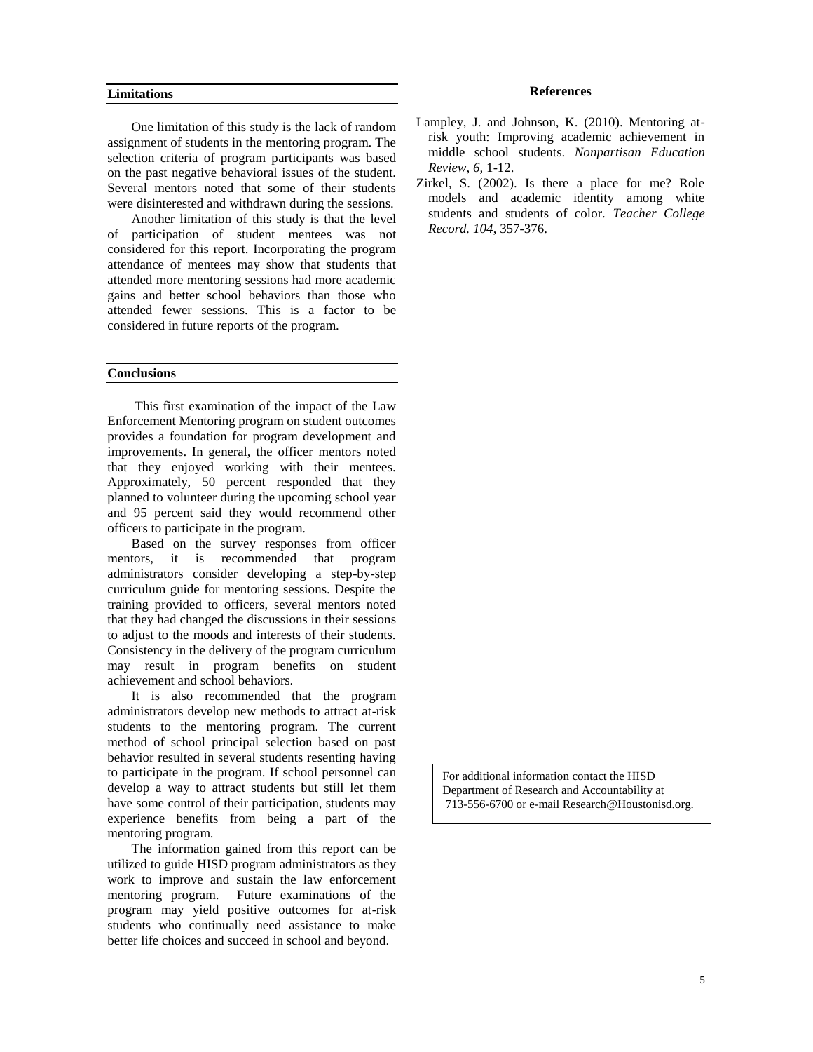## Limitations

One limitation of this study is the lack of random assignment of students in the mentoring program. The selection criteria of program participants was based on the past negative behavioral issues of the student. Several mentors noted that some of their students were disinterested and withdrawn during the sessions.

Another limitation of this study is that the level of participation of student mentees was not considered for this report. Incorporating the program attendance of mentees may show that students that attended more mentoring sessions had more academic gains and better school behaviors than those who attended fewer sessions. This is a factor to be considered in future reports of the program.

## Conclusions

This first examination of the impact of the Law Enforcement Mentoring program on student outcomes provides a foundation for program development and improvements. In general, the officer mentors noted that they enjoyed working with their mentees. Approximately, 50 percent responded that they planned to volunteer during the upcoming school year and 95 percent said they would recommend other officers to participate in the program.

Based on the survey responses from officer mentors, it is recommended that program administrators consider developing a step-by-step curriculum guide for mentoring sessions. Despite the training provided to officers, several mentors noted that they had changed the discussions in their sessions to adjust to the moods and interests of their students. Consistency in the delivery of the program curriculum may result in program benefits on student achievement and school behaviors.

It is also recommended that the program administrators develop new methods to attract at-risk students to the mentoring program. The current method of school principal selection based on past behavior resulted in several students resenting having to participate in the program. If school personnel can develop a way to attract students but still let them have some control of their participation, students may experience benefits from being a part of the mentoring program.

The information gained from this report can be utilized to guide HISD program administrators as they work to improve and sustain the law enforcement mentoring program. Future examinations of the program may yield positive outcomes for at-risk students who continually need assistance to make better life choices and succeed in school and beyond.

## References

Lampley, J. and Johnson, K. (2010). Mentoring at-risk youth: Improving academic achievement in middle school students. *Nonpartisan Education Review, 6,* 1-12.

Zirkel, S. (2002). Is there a place for me? Role models and academic identity among white students and students of color. *Teacher College Record. 104*, 357-376.

For additional information contact the HISD Department of Research and Accountability at 713-556-6700 or e-mail Research@Houstonisd.org.